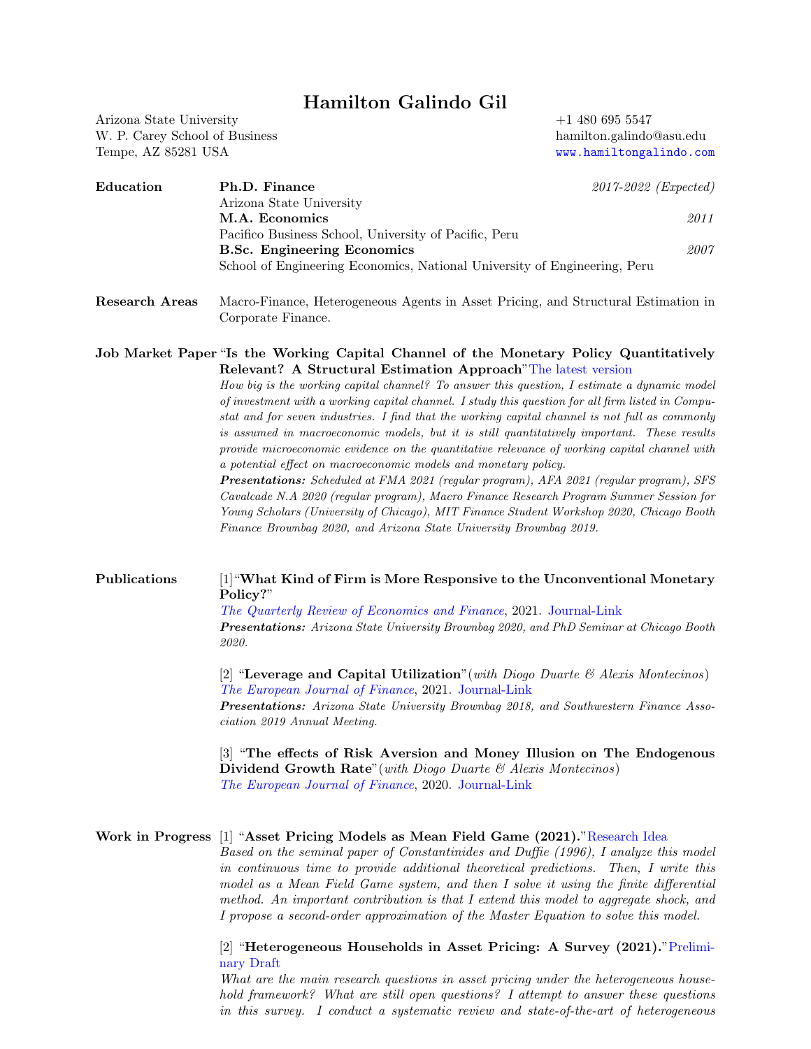# Hamilton Galindo Gil

Arizona State University
W. P. Carey School of Business
Tempe, AZ 85281 USA

+1 480 695 5547
hamilton.galindo@asu.edu
www.hamiltongalindo.com

## Education

**Ph.D. Finance** — *2017-2022 (Expected)*
Arizona State University

**M.A. Economics** — *2011*
Pacifico Business School, University of Pacific, Peru

**B.Sc. Engineering Economics** — *2007*
School of Engineering Economics, National University of Engineering, Peru

## Research Areas

Macro-Finance, Heterogeneous Agents in Asset Pricing, and Structural Estimation in Corporate Finance.

## Job Market Paper

"**Is the Working Capital Channel of the Monetary Policy Quantitatively Relevant? A Structural Estimation Approach**" The latest version

*How big is the working capital channel? To answer this question, I estimate a dynamic model of investment with a working capital channel. I study this question for all firm listed in Compustat and for seven industries. I find that the working capital channel is not full as commonly is assumed in macroeconomic models, but it is still quantitatively important. These results provide microeconomic evidence on the quantitative relevance of working capital channel with a potential effect on macroeconomic models and monetary policy.*

***Presentations:*** *Scheduled at FMA 2021 (regular program), AFA 2021 (regular program), SFS Cavalcade N.A 2020 (regular program), Macro Finance Research Program Summer Session for Young Scholars (University of Chicago), MIT Finance Student Workshop 2020, Chicago Booth Finance Brownbag 2020, and Arizona State University Brownbag 2019.*

## Publications

[1] "**What Kind of Firm is More Responsive to the Unconventional Monetary Policy?**"
*The Quarterly Review of Economics and Finance*, 2021. Journal-Link
***Presentations:*** *Arizona State University Brownbag 2020, and PhD Seminar at Chicago Booth 2020.*

[2] "**Leverage and Capital Utilization**" (*with Diogo Duarte & Alexis Montecinos*)
*The European Journal of Finance*, 2021. Journal-Link
***Presentations:*** *Arizona State University Brownbag 2018, and Southwestern Finance Association 2019 Annual Meeting.*

[3] "**The effects of Risk Aversion and Money Illusion on The Endogenous Dividend Growth Rate**" (*with Diogo Duarte & Alexis Montecinos*)
*The European Journal of Finance*, 2020. Journal-Link

## Work in Progress

[1] "**Asset Pricing Models as Mean Field Game (2021).**" Research Idea
*Based on the seminal paper of Constantinides and Duffie (1996), I analyze this model in continuous time to provide additional theoretical predictions. Then, I write this model as a Mean Field Game system, and then I solve it using the finite differential method. An important contribution is that I extend this model to aggregate shock, and I propose a second-order approximation of the Master Equation to solve this model.*

[2] "**Heterogeneous Households in Asset Pricing: A Survey (2021).**" Preliminary Draft
*What are the main research questions in asset pricing under the heterogeneous household framework? What are still open questions? I attempt to answer these questions in this survey. I conduct a systematic review and state-of-the-art of heterogeneous*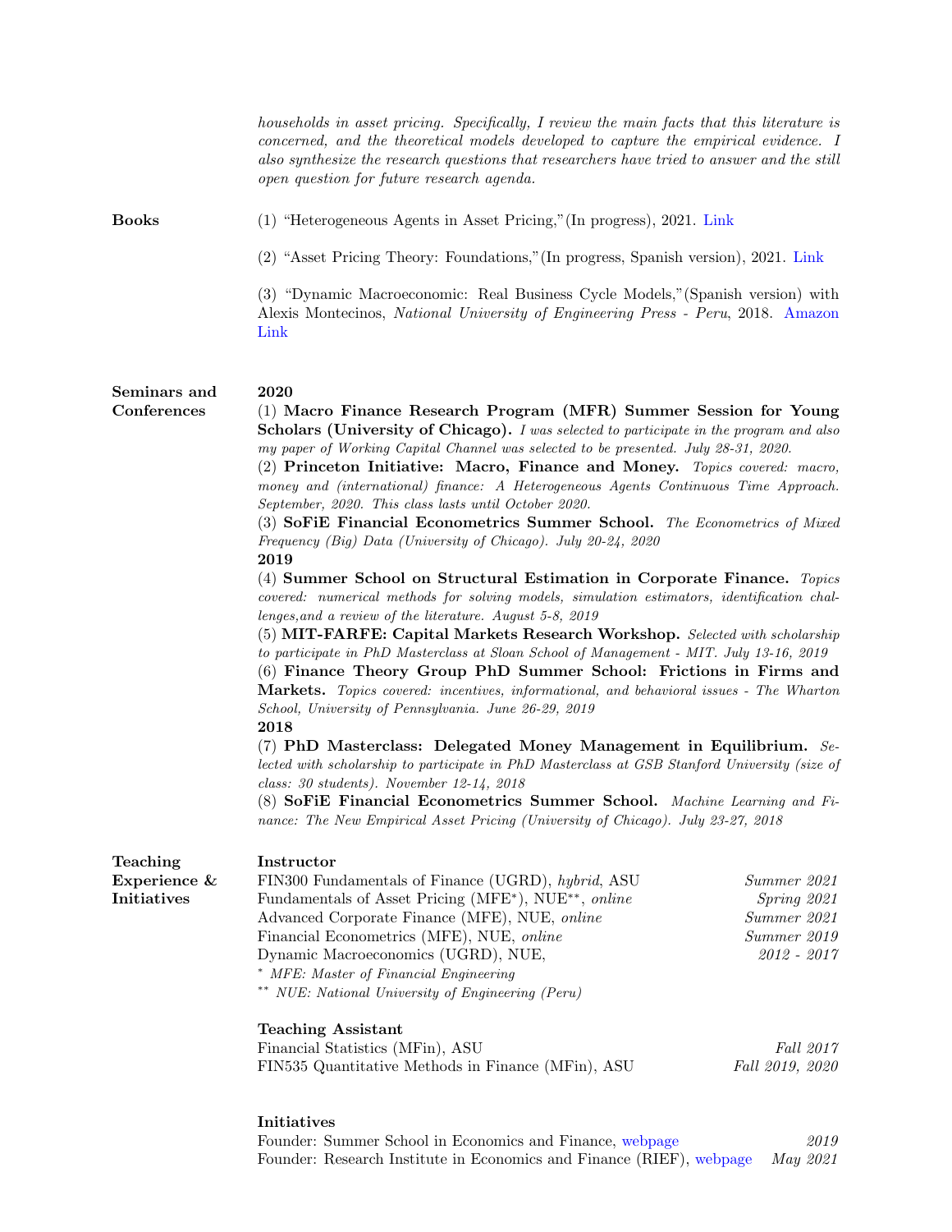*households in asset pricing. Specifically, I review the main facts that this literature is concerned, and the theoretical models developed to capture the empirical evidence. I also synthesize the research questions that researchers have tried to answer and the still open question for future research agenda.*

## Books

(1) "Heterogeneous Agents in Asset Pricing,"(In progress), 2021. Link

(2) "Asset Pricing Theory: Foundations,"(In progress, Spanish version), 2021. Link

(3) "Dynamic Macroeconomic: Real Business Cycle Models,"(Spanish version) with Alexis Montecinos, *National University of Engineering Press - Peru*, 2018. Amazon Link

## Seminars and Conferences

**2020**

(1) **Macro Finance Research Program (MFR) Summer Session for Young Scholars (University of Chicago).** *I was selected to participate in the program and also my paper of Working Capital Channel was selected to be presented. July 28-31, 2020.*

(2) **Princeton Initiative: Macro, Finance and Money.** *Topics covered: macro, money and (international) finance: A Heterogeneous Agents Continuous Time Approach. September, 2020. This class lasts until October 2020.*

(3) **SoFiE Financial Econometrics Summer School.** *The Econometrics of Mixed Frequency (Big) Data (University of Chicago). July 20-24, 2020*

**2019**

(4) **Summer School on Structural Estimation in Corporate Finance.** *Topics covered: numerical methods for solving models, simulation estimators, identification challenges,and a review of the literature. August 5-8, 2019*

(5) **MIT-FARFE: Capital Markets Research Workshop.** *Selected with scholarship to participate in PhD Masterclass at Sloan School of Management - MIT. July 13-16, 2019*

(6) **Finance Theory Group PhD Summer School: Frictions in Firms and Markets.** *Topics covered: incentives, informational, and behavioral issues - The Wharton School, University of Pennsylvania. June 26-29, 2019*

**2018**

(7) **PhD Masterclass: Delegated Money Management in Equilibrium.** *Selected with scholarship to participate in PhD Masterclass at GSB Stanford University (size of class: 30 students). November 12-14, 2018*

(8) **SoFiE Financial Econometrics Summer School.** *Machine Learning and Finance: The New Empirical Asset Pricing (University of Chicago). July 23-27, 2018*

## Teaching Experience & Initiatives

**Instructor**

| Course | Term |
|---|---|
| FIN300 Fundamentals of Finance (UGRD), *hybrid*, ASU | *Summer 2021* |
| Fundamentals of Asset Pricing (MFE*), NUE**, *online* | *Spring 2021* |
| Advanced Corporate Finance (MFE), NUE, *online* | *Summer 2021* |
| Financial Econometrics (MFE), NUE, *online* | *Summer 2019* |
| Dynamic Macroeconomics (UGRD), NUE, | *2012 - 2017* |

\* *MFE: Master of Financial Engineering*
\*\* *NUE: National University of Engineering (Peru)*

**Teaching Assistant**

| Course | Term |
|---|---|
| Financial Statistics (MFin), ASU | *Fall 2017* |
| FIN535 Quantitative Methods in Finance (MFin), ASU | *Fall 2019, 2020* |

**Initiatives**

| Initiative | Date |
|---|---|
| Founder: Summer School in Economics and Finance, webpage | *2019* |
| Founder: Research Institute in Economics and Finance (RIEF), webpage | *May 2021* |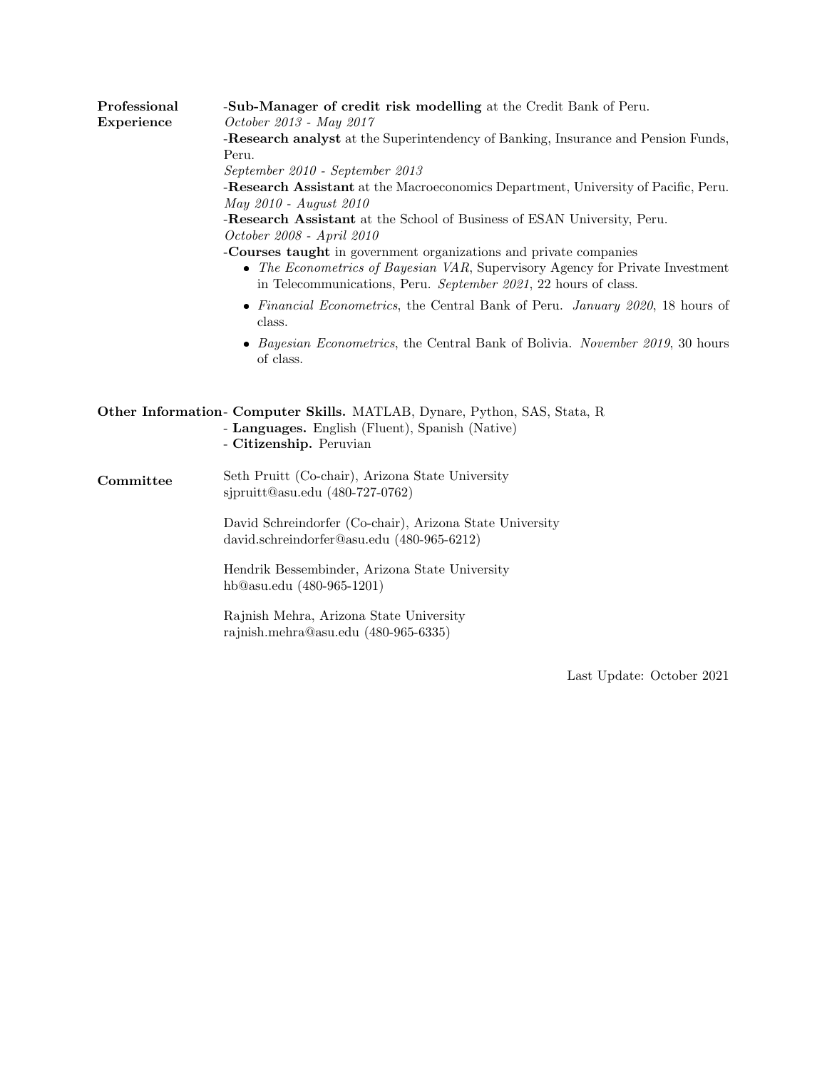**Professional Experience**

-**Sub-Manager of credit risk modelling** at the Credit Bank of Peru.
*October 2013 - May 2017*

-**Research analyst** at the Superintendency of Banking, Insurance and Pension Funds, Peru.
*September 2010 - September 2013*

-**Research Assistant** at the Macroeconomics Department, University of Pacific, Peru.
*May 2010 - August 2010*

-**Research Assistant** at the School of Business of ESAN University, Peru.
*October 2008 - April 2010*

-**Courses taught** in government organizations and private companies

- *The Econometrics of Bayesian VAR*, Supervisory Agency for Private Investment in Telecommunications, Peru. *September 2021*, 22 hours of class.
- *Financial Econometrics*, the Central Bank of Peru. *January 2020*, 18 hours of class.
- *Bayesian Econometrics*, the Central Bank of Bolivia. *November 2019*, 30 hours of class.

**Other Information**

- **Computer Skills.** MATLAB, Dynare, Python, SAS, Stata, R
- **Languages.** English (Fluent), Spanish (Native)
- **Citizenship.** Peruvian

**Committee**

Seth Pruitt (Co-chair), Arizona State University
sjpruitt@asu.edu (480-727-0762)

David Schreindorfer (Co-chair), Arizona State University
david.schreindorfer@asu.edu (480-965-6212)

Hendrik Bessembinder, Arizona State University
hb@asu.edu (480-965-1201)

Rajnish Mehra, Arizona State University
rajnish.mehra@asu.edu (480-965-6335)

Last Update: October 2021